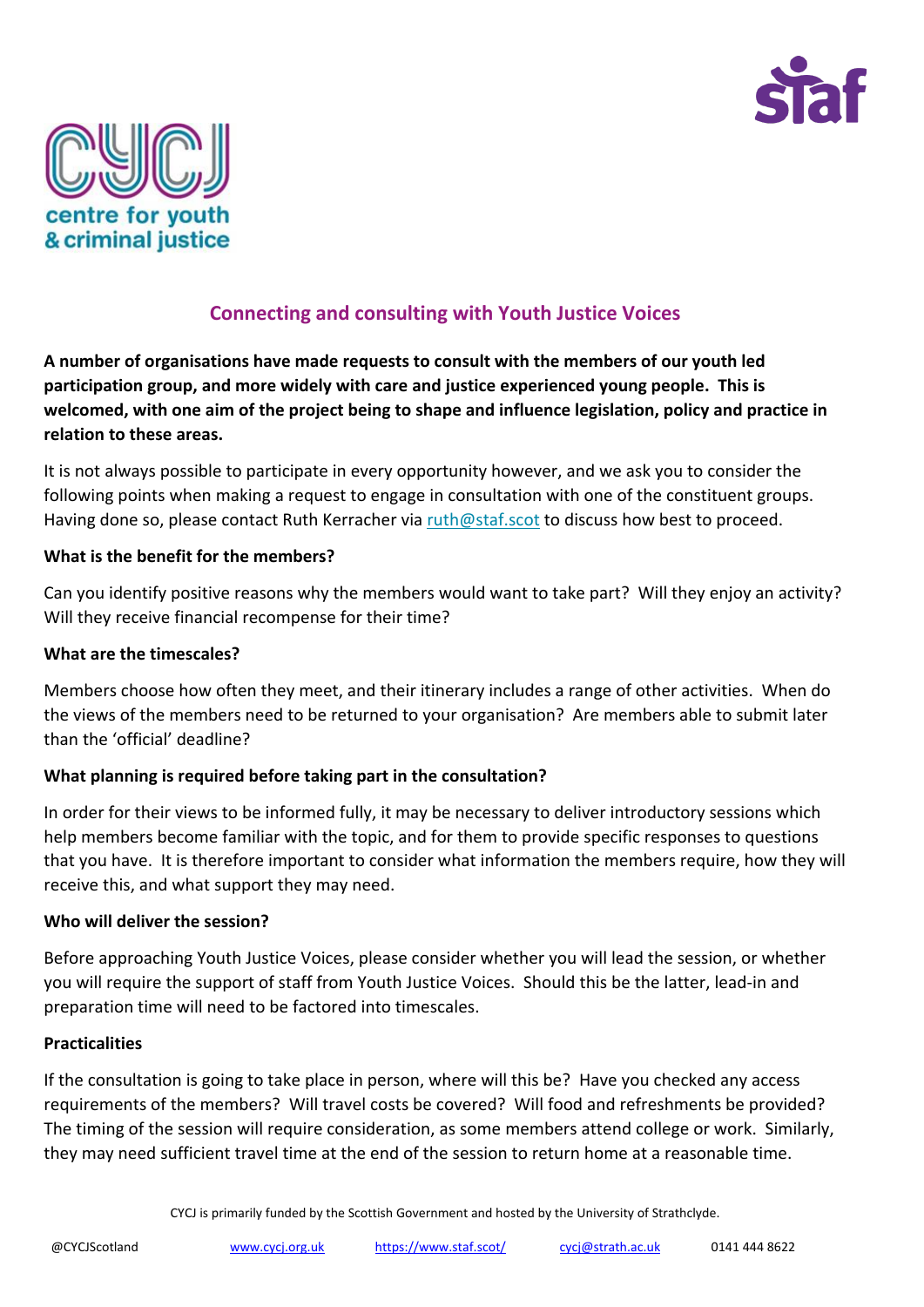## Connecting and consulting with Youth Justice Voices

**A number of organisations have made requests to consult with the members of our youth led participation group, and more widely with care and justice experienced young people. This is welcomed, with one aim of the project being to shape and influence legislation, policy and practice in relation to these areas.**

It is not always possible to participate in every opportunity however, and we ask you to consider the following points when making a request to engage in consultation with one of the constituent groups. Having done so, please contact Ruth Kerracher via ruth@staf.scot to discuss how best to proceed.

**What is the benefit for the members?**

Can you identify positive reasons why the members would want to take part? Will they enjoy an activity? Will they receive financial recompense for their time?

**What are the timescales?**

Members choose how often they meet, and their itinerary includes a range of other activities. When do the views of the members need to be returned to your organisation? Are members able to submit later than the 'official' deadline?

**What planning is required before taking part in the consultation?**

In order for their views to be informed fully, it may be necessary to deliver introductory sessions which help members become familiar with the topic, and for them to provide specific responses to questions that you have. It is therefore important to consider what information the members require, how they will receive this, and what support they may need.

**Who will deliver the session?**

Before approaching Youth Justice Voices, please consider whether you will lead the session, or whether you will require the support of staff from Youth Justice Voices. Should this be the latter, lead-in and preparation time will need to be factored into timescales.

**Practicalities**

If the consultation is going to take place in person, where will this be? Have you checked any access requirements of the members? Will travel costs be covered? Will food and refreshments be provided? The timing of the session will require consideration, as some members attend college or work. Similarly, they may need sufficient travel time at the end of the session to return home at a reasonable time.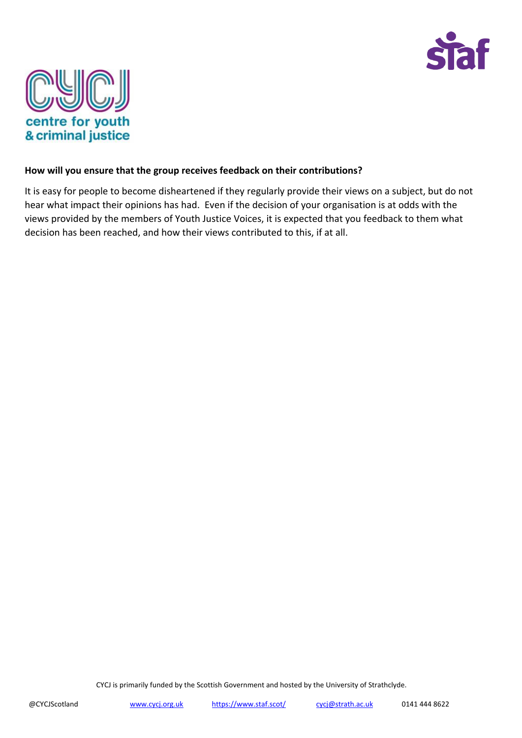**How will you ensure that the group receives feedback on their contributions?**

It is easy for people to become disheartened if they regularly provide their views on a subject, but do not hear what impact their opinions has had. Even if the decision of your organisation is at odds with the views provided by the members of Youth Justice Voices, it is expected that you feedback to them what decision has been reached, and how their views contributed to this, if at all.